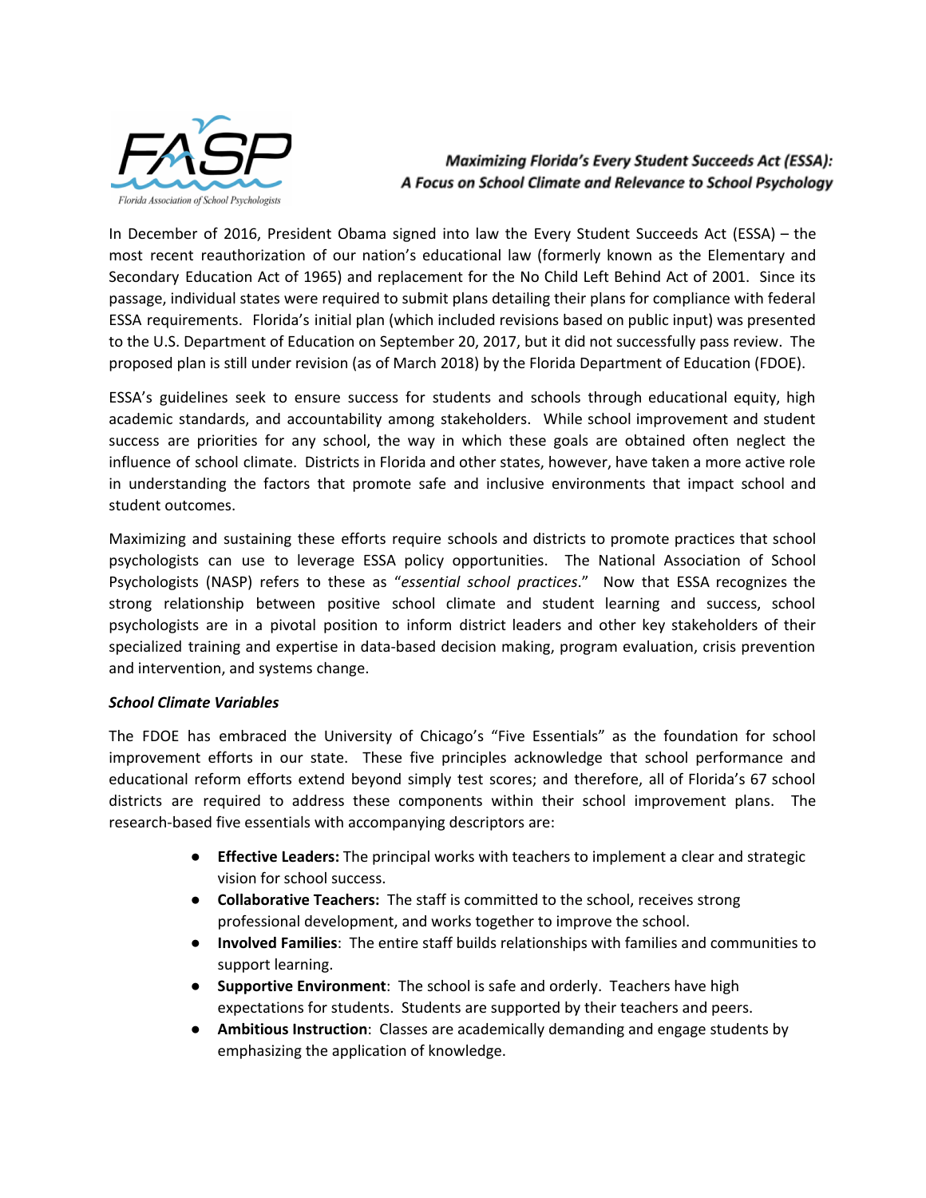FASP

Florida Association of School Psychologists

# *Maximizing Florida's Every Student Succeeds Act (ESSA): A Focus on School Climate and Relevance to School Psychology*

In December of 2016, President Obama signed into law the Every Student Succeeds Act (ESSA) – the most recent reauthorization of our nation's educational law (formerly known as the Elementary and Secondary Education Act of 1965) and replacement for the No Child Left Behind Act of 2001. Since its passage, individual states were required to submit plans detailing their plans for compliance with federal ESSA requirements. Florida's initial plan (which included revisions based on public input) was presented to the U.S. Department of Education on September 20, 2017, but it did not successfully pass review. The proposed plan is still under revision (as of March 2018) by the Florida Department of Education (FDOE).

ESSA's guidelines seek to ensure success for students and schools through educational equity, high academic standards, and accountability among stakeholders. While school improvement and student success are priorities for any school, the way in which these goals are obtained often neglect the influence of school climate. Districts in Florida and other states, however, have taken a more active role in understanding the factors that promote safe and inclusive environments that impact school and student outcomes.

Maximizing and sustaining these efforts require schools and districts to promote practices that school psychologists can use to leverage ESSA policy opportunities. The National Association of School Psychologists (NASP) refers to these as "*essential school practices*." Now that ESSA recognizes the strong relationship between positive school climate and student learning and success, school psychologists are in a pivotal position to inform district leaders and other key stakeholders of their specialized training and expertise in data-based decision making, program evaluation, crisis prevention and intervention, and systems change.

### *School Climate Variables*

The FDOE has embraced the University of Chicago's "Five Essentials" as the foundation for school improvement efforts in our state. These five principles acknowledge that school performance and educational reform efforts extend beyond simply test scores; and therefore, all of Florida's 67 school districts are required to address these components within their school improvement plans. The research-based five essentials with accompanying descriptors are:

- **Effective Leaders:** The principal works with teachers to implement a clear and strategic vision for school success.
- **Collaborative Teachers:** The staff is committed to the school, receives strong professional development, and works together to improve the school.
- **Involved Families**: The entire staff builds relationships with families and communities to support learning.
- **Supportive Environment**: The school is safe and orderly. Teachers have high expectations for students. Students are supported by their teachers and peers.
- **Ambitious Instruction**: Classes are academically demanding and engage students by emphasizing the application of knowledge.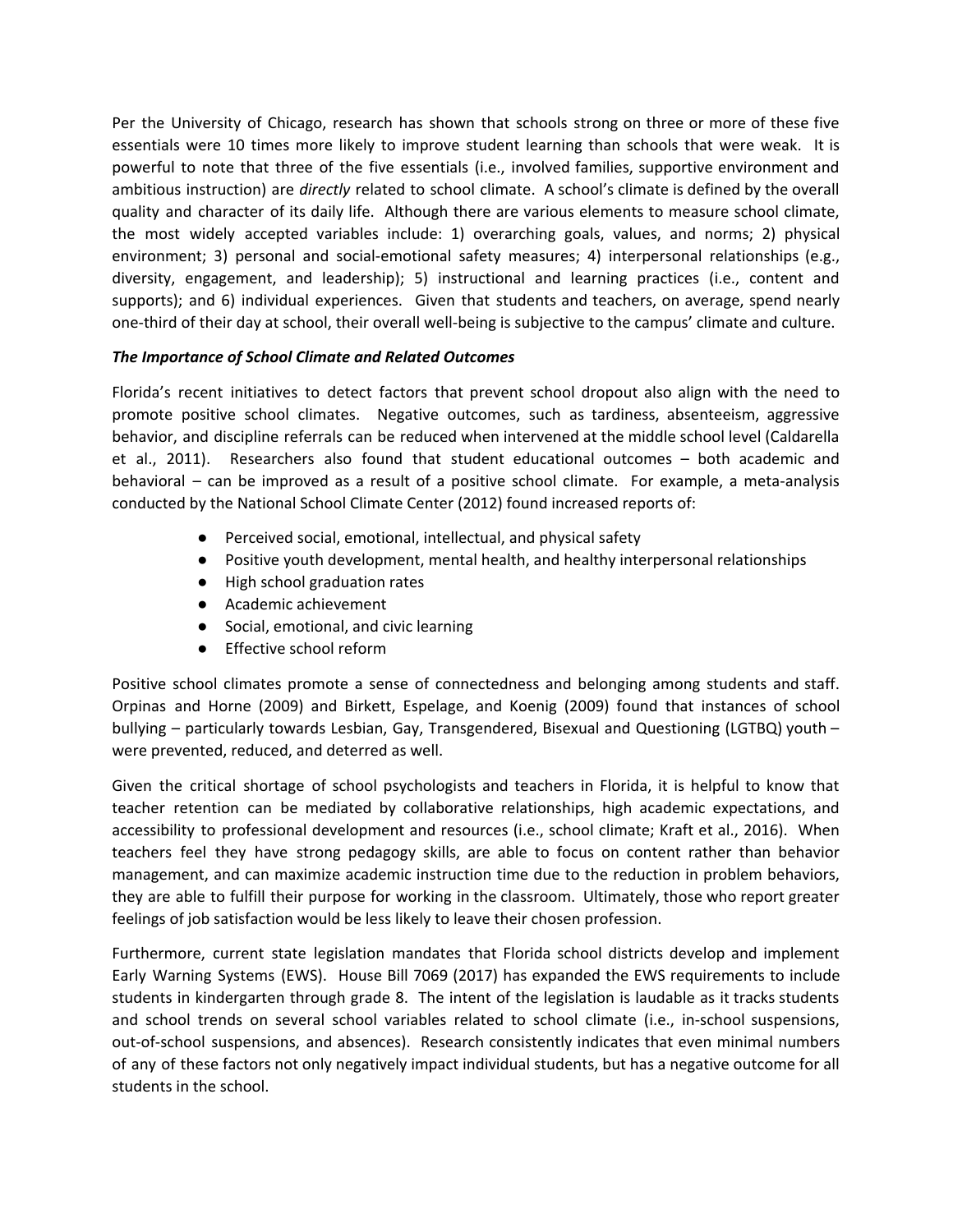Per the University of Chicago, research has shown that schools strong on three or more of these five essentials were 10 times more likely to improve student learning than schools that were weak. It is powerful to note that three of the five essentials (i.e., involved families, supportive environment and ambitious instruction) are *directly* related to school climate. A school's climate is defined by the overall quality and character of its daily life. Although there are various elements to measure school climate, the most widely accepted variables include: 1) overarching goals, values, and norms; 2) physical environment; 3) personal and social-emotional safety measures; 4) interpersonal relationships (e.g., diversity, engagement, and leadership); 5) instructional and learning practices (i.e., content and supports); and 6) individual experiences. Given that students and teachers, on average, spend nearly one-third of their day at school, their overall well-being is subjective to the campus' climate and culture.

### *The Importance of School Climate and Related Outcomes*

Florida's recent initiatives to detect factors that prevent school dropout also align with the need to promote positive school climates. Negative outcomes, such as tardiness, absenteeism, aggressive behavior, and discipline referrals can be reduced when intervened at the middle school level (Caldarella et al., 2011). Researchers also found that student educational outcomes – both academic and behavioral – can be improved as a result of a positive school climate. For example, a meta-analysis conducted by the National School Climate Center (2012) found increased reports of:

- Perceived social, emotional, intellectual, and physical safety
- Positive youth development, mental health, and healthy interpersonal relationships
- High school graduation rates
- Academic achievement
- Social, emotional, and civic learning
- Effective school reform

Positive school climates promote a sense of connectedness and belonging among students and staff. Orpinas and Horne (2009) and Birkett, Espelage, and Koenig (2009) found that instances of school bullying – particularly towards Lesbian, Gay, Transgendered, Bisexual and Questioning (LGTBQ) youth – were prevented, reduced, and deterred as well.

Given the critical shortage of school psychologists and teachers in Florida, it is helpful to know that teacher retention can be mediated by collaborative relationships, high academic expectations, and accessibility to professional development and resources (i.e., school climate; Kraft et al., 2016). When teachers feel they have strong pedagogy skills, are able to focus on content rather than behavior management, and can maximize academic instruction time due to the reduction in problem behaviors, they are able to fulfill their purpose for working in the classroom. Ultimately, those who report greater feelings of job satisfaction would be less likely to leave their chosen profession.

Furthermore, current state legislation mandates that Florida school districts develop and implement Early Warning Systems (EWS). House Bill 7069 (2017) has expanded the EWS requirements to include students in kindergarten through grade 8. The intent of the legislation is laudable as it tracks students and school trends on several school variables related to school climate (i.e., in-school suspensions, out-of-school suspensions, and absences). Research consistently indicates that even minimal numbers of any of these factors not only negatively impact individual students, but has a negative outcome for all students in the school.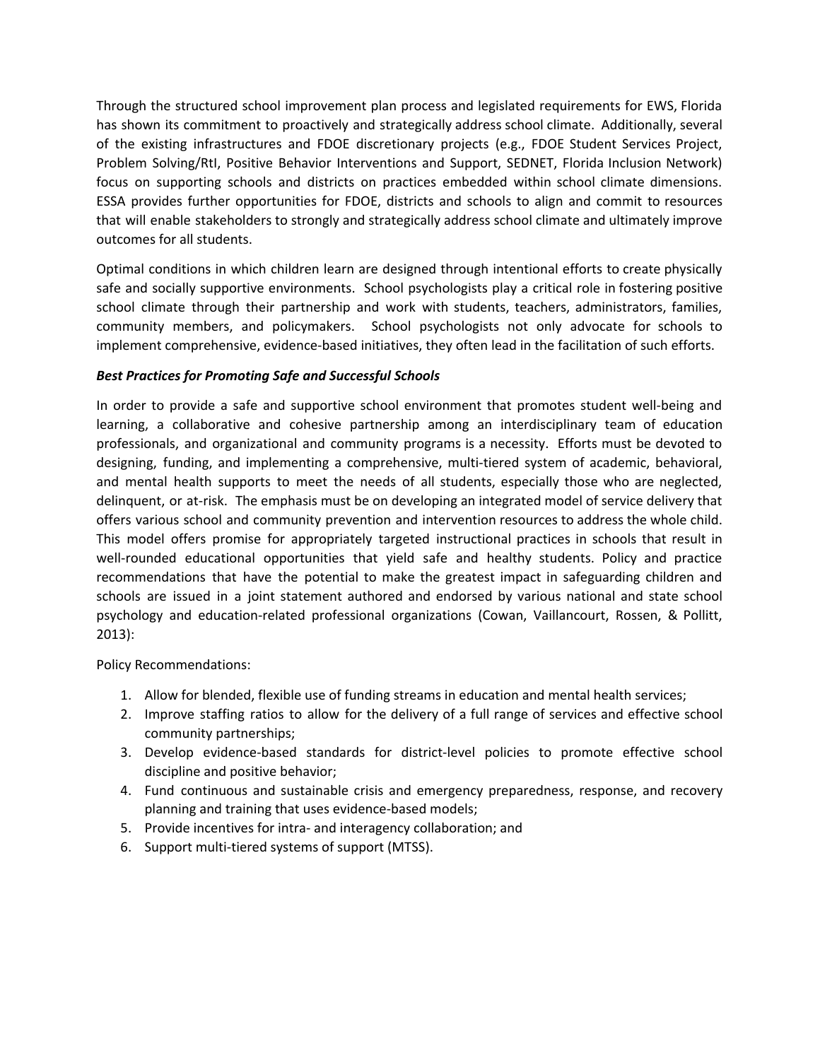Through the structured school improvement plan process and legislated requirements for EWS, Florida has shown its commitment to proactively and strategically address school climate. Additionally, several of the existing infrastructures and FDOE discretionary projects (e.g., FDOE Student Services Project, Problem Solving/RtI, Positive Behavior Interventions and Support, SEDNET, Florida Inclusion Network) focus on supporting schools and districts on practices embedded within school climate dimensions. ESSA provides further opportunities for FDOE, districts and schools to align and commit to resources that will enable stakeholders to strongly and strategically address school climate and ultimately improve outcomes for all students.

Optimal conditions in which children learn are designed through intentional efforts to create physically safe and socially supportive environments. School psychologists play a critical role in fostering positive school climate through their partnership and work with students, teachers, administrators, families, community members, and policymakers. School psychologists not only advocate for schools to implement comprehensive, evidence-based initiatives, they often lead in the facilitation of such efforts.

***Best Practices for Promoting Safe and Successful Schools***

In order to provide a safe and supportive school environment that promotes student well-being and learning, a collaborative and cohesive partnership among an interdisciplinary team of education professionals, and organizational and community programs is a necessity. Efforts must be devoted to designing, funding, and implementing a comprehensive, multi-tiered system of academic, behavioral, and mental health supports to meet the needs of all students, especially those who are neglected, delinquent, or at-risk. The emphasis must be on developing an integrated model of service delivery that offers various school and community prevention and intervention resources to address the whole child. This model offers promise for appropriately targeted instructional practices in schools that result in well-rounded educational opportunities that yield safe and healthy students. Policy and practice recommendations that have the potential to make the greatest impact in safeguarding children and schools are issued in a joint statement authored and endorsed by various national and state school psychology and education-related professional organizations (Cowan, Vaillancourt, Rossen, & Pollitt, 2013):

Policy Recommendations:

1. Allow for blended, flexible use of funding streams in education and mental health services;
2. Improve staffing ratios to allow for the delivery of a full range of services and effective school community partnerships;
3. Develop evidence-based standards for district-level policies to promote effective school discipline and positive behavior;
4. Fund continuous and sustainable crisis and emergency preparedness, response, and recovery planning and training that uses evidence-based models;
5. Provide incentives for intra- and interagency collaboration; and
6. Support multi-tiered systems of support (MTSS).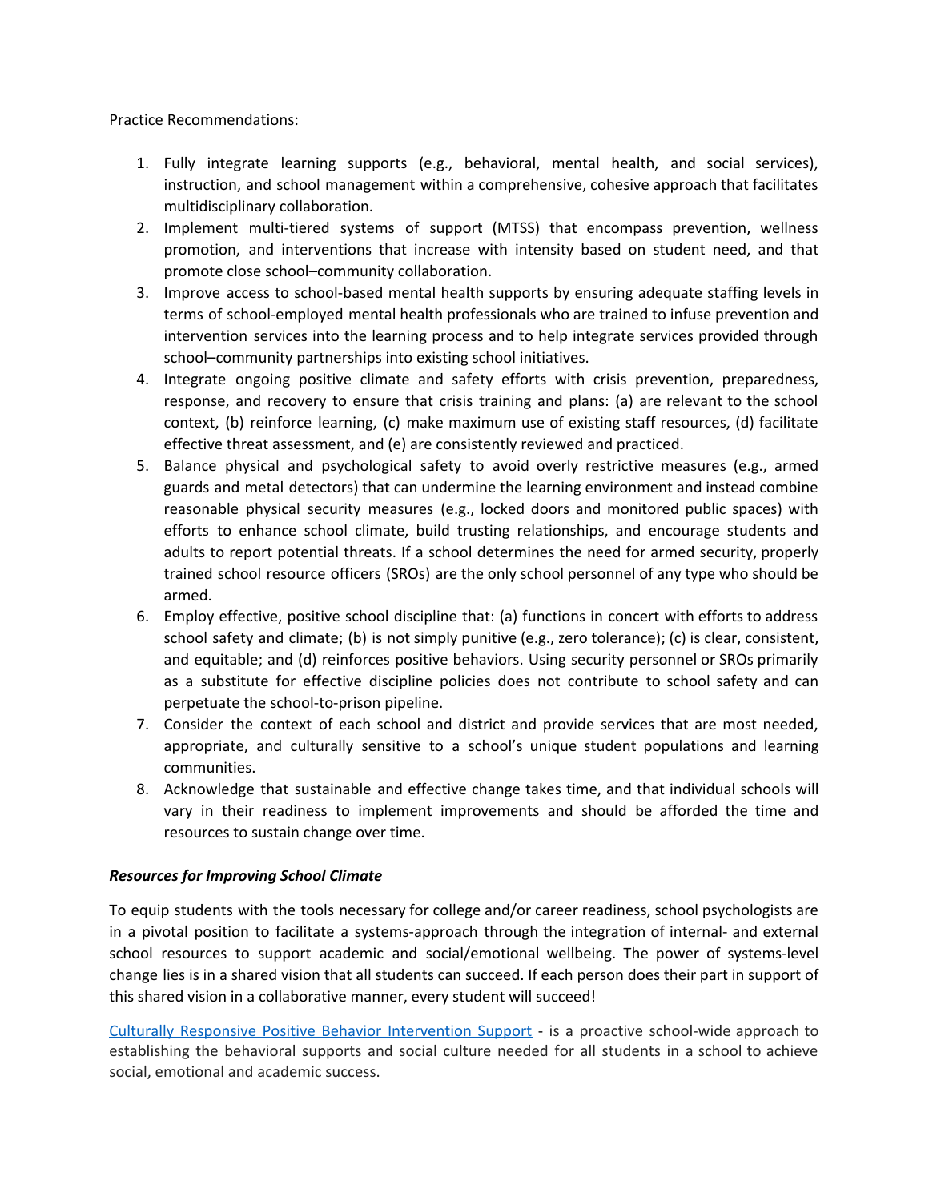Practice Recommendations:

1. Fully integrate learning supports (e.g., behavioral, mental health, and social services), instruction, and school management within a comprehensive, cohesive approach that facilitates multidisciplinary collaboration.
2. Implement multi-tiered systems of support (MTSS) that encompass prevention, wellness promotion, and interventions that increase with intensity based on student need, and that promote close school–community collaboration.
3. Improve access to school-based mental health supports by ensuring adequate staffing levels in terms of school-employed mental health professionals who are trained to infuse prevention and intervention services into the learning process and to help integrate services provided through school–community partnerships into existing school initiatives.
4. Integrate ongoing positive climate and safety efforts with crisis prevention, preparedness, response, and recovery to ensure that crisis training and plans: (a) are relevant to the school context, (b) reinforce learning, (c) make maximum use of existing staff resources, (d) facilitate effective threat assessment, and (e) are consistently reviewed and practiced.
5. Balance physical and psychological safety to avoid overly restrictive measures (e.g., armed guards and metal detectors) that can undermine the learning environment and instead combine reasonable physical security measures (e.g., locked doors and monitored public spaces) with efforts to enhance school climate, build trusting relationships, and encourage students and adults to report potential threats. If a school determines the need for armed security, properly trained school resource officers (SROs) are the only school personnel of any type who should be armed.
6. Employ effective, positive school discipline that: (a) functions in concert with efforts to address school safety and climate; (b) is not simply punitive (e.g., zero tolerance); (c) is clear, consistent, and equitable; and (d) reinforces positive behaviors. Using security personnel or SROs primarily as a substitute for effective discipline policies does not contribute to school safety and can perpetuate the school-to-prison pipeline.
7. Consider the context of each school and district and provide services that are most needed, appropriate, and culturally sensitive to a school's unique student populations and learning communities.
8. Acknowledge that sustainable and effective change takes time, and that individual schools will vary in their readiness to implement improvements and should be afforded the time and resources to sustain change over time.

***Resources for Improving School Climate***

To equip students with the tools necessary for college and/or career readiness, school psychologists are in a pivotal position to facilitate a systems-approach through the integration of internal- and external school resources to support academic and social/emotional wellbeing. The power of systems-level change lies is in a shared vision that all students can succeed. If each person does their part in support of this shared vision in a collaborative manner, every student will succeed!

Culturally Responsive Positive Behavior Intervention Support - is a proactive school-wide approach to establishing the behavioral supports and social culture needed for all students in a school to achieve social, emotional and academic success.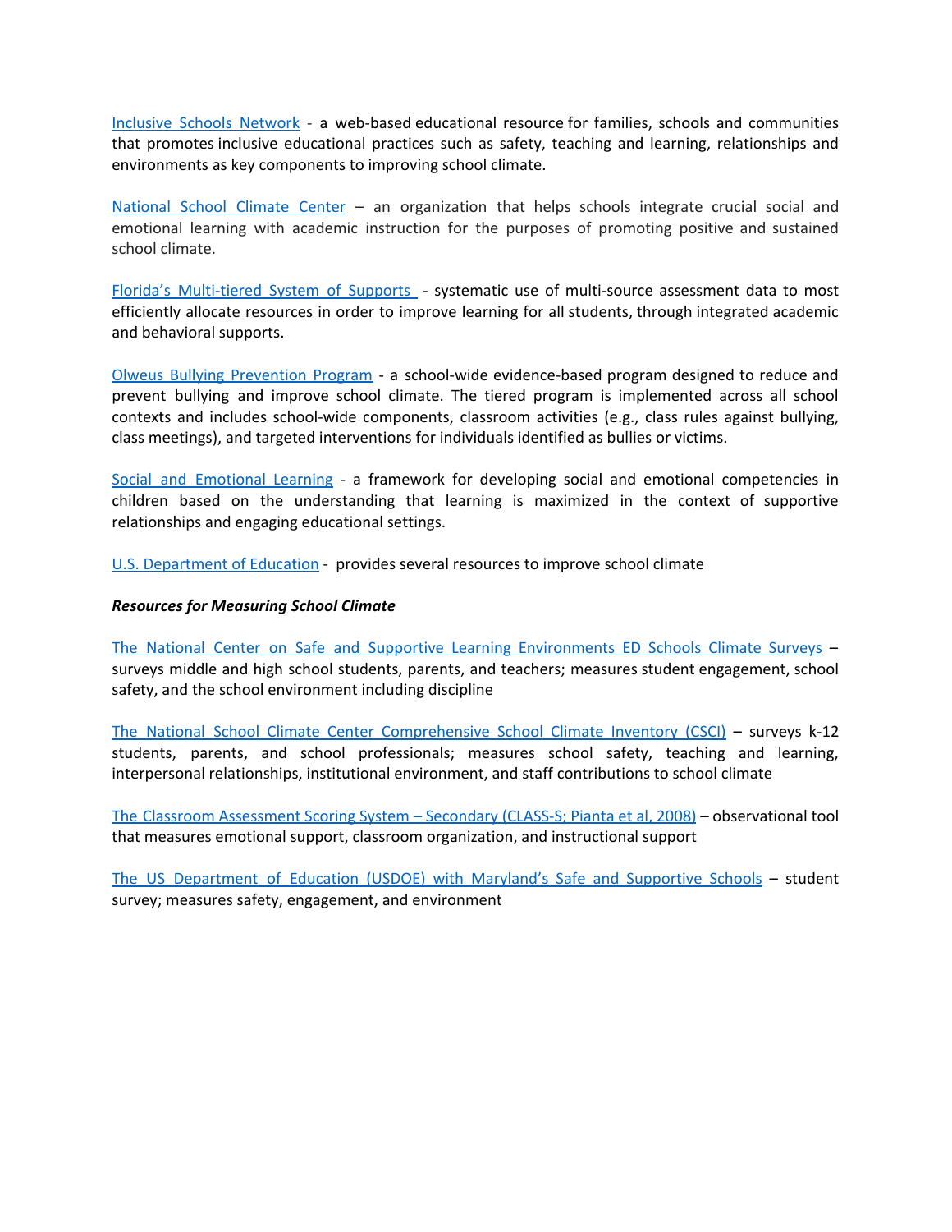Inclusive Schools Network - a web-based educational resource for families, schools and communities that promotes inclusive educational practices such as safety, teaching and learning, relationships and environments as key components to improving school climate.

National School Climate Center – an organization that helps schools integrate crucial social and emotional learning with academic instruction for the purposes of promoting positive and sustained school climate.

Florida's Multi-tiered System of Supports - systematic use of multi-source assessment data to most efficiently allocate resources in order to improve learning for all students, through integrated academic and behavioral supports.

Olweus Bullying Prevention Program - a school-wide evidence-based program designed to reduce and prevent bullying and improve school climate. The tiered program is implemented across all school contexts and includes school-wide components, classroom activities (e.g., class rules against bullying, class meetings), and targeted interventions for individuals identified as bullies or victims.

Social and Emotional Learning - a framework for developing social and emotional competencies in children based on the understanding that learning is maximized in the context of supportive relationships and engaging educational settings.

U.S. Department of Education - provides several resources to improve school climate

***Resources for Measuring School Climate***

The National Center on Safe and Supportive Learning Environments ED Schools Climate Surveys – surveys middle and high school students, parents, and teachers; measures student engagement, school safety, and the school environment including discipline

The National School Climate Center Comprehensive School Climate Inventory (CSCI) – surveys k-12 students, parents, and school professionals; measures school safety, teaching and learning, interpersonal relationships, institutional environment, and staff contributions to school climate

The Classroom Assessment Scoring System – Secondary (CLASS-S; Pianta et al, 2008) – observational tool that measures emotional support, classroom organization, and instructional support

The US Department of Education (USDOE) with Maryland's Safe and Supportive Schools – student survey; measures safety, engagement, and environment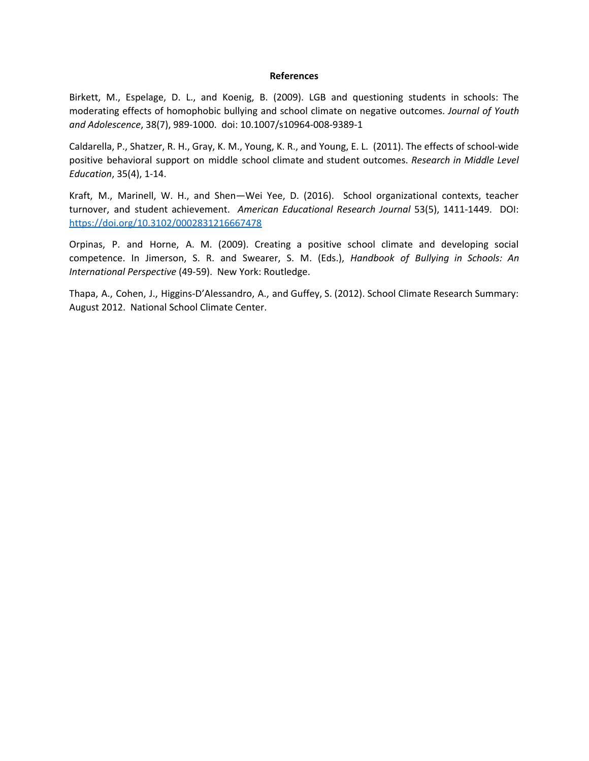**References**

Birkett, M., Espelage, D. L., and Koenig, B. (2009). LGB and questioning students in schools: The moderating effects of homophobic bullying and school climate on negative outcomes. *Journal of Youth and Adolescence*, 38(7), 989-1000. doi: 10.1007/s10964-008-9389-1

Caldarella, P., Shatzer, R. H., Gray, K. M., Young, K. R., and Young, E. L. (2011). The effects of school-wide positive behavioral support on middle school climate and student outcomes. *Research in Middle Level Education*, 35(4), 1-14.

Kraft, M., Marinell, W. H., and Shen—Wei Yee, D. (2016). School organizational contexts, teacher turnover, and student achievement. *American Educational Research Journal* 53(5), 1411-1449. DOI: https://doi.org/10.3102/0002831216667478

Orpinas, P. and Horne, A. M. (2009). Creating a positive school climate and developing social competence. In Jimerson, S. R. and Swearer, S. M. (Eds.), *Handbook of Bullying in Schools: An International Perspective* (49-59). New York: Routledge.

Thapa, A., Cohen, J., Higgins-D'Alessandro, A., and Guffey, S. (2012). School Climate Research Summary: August 2012. National School Climate Center.